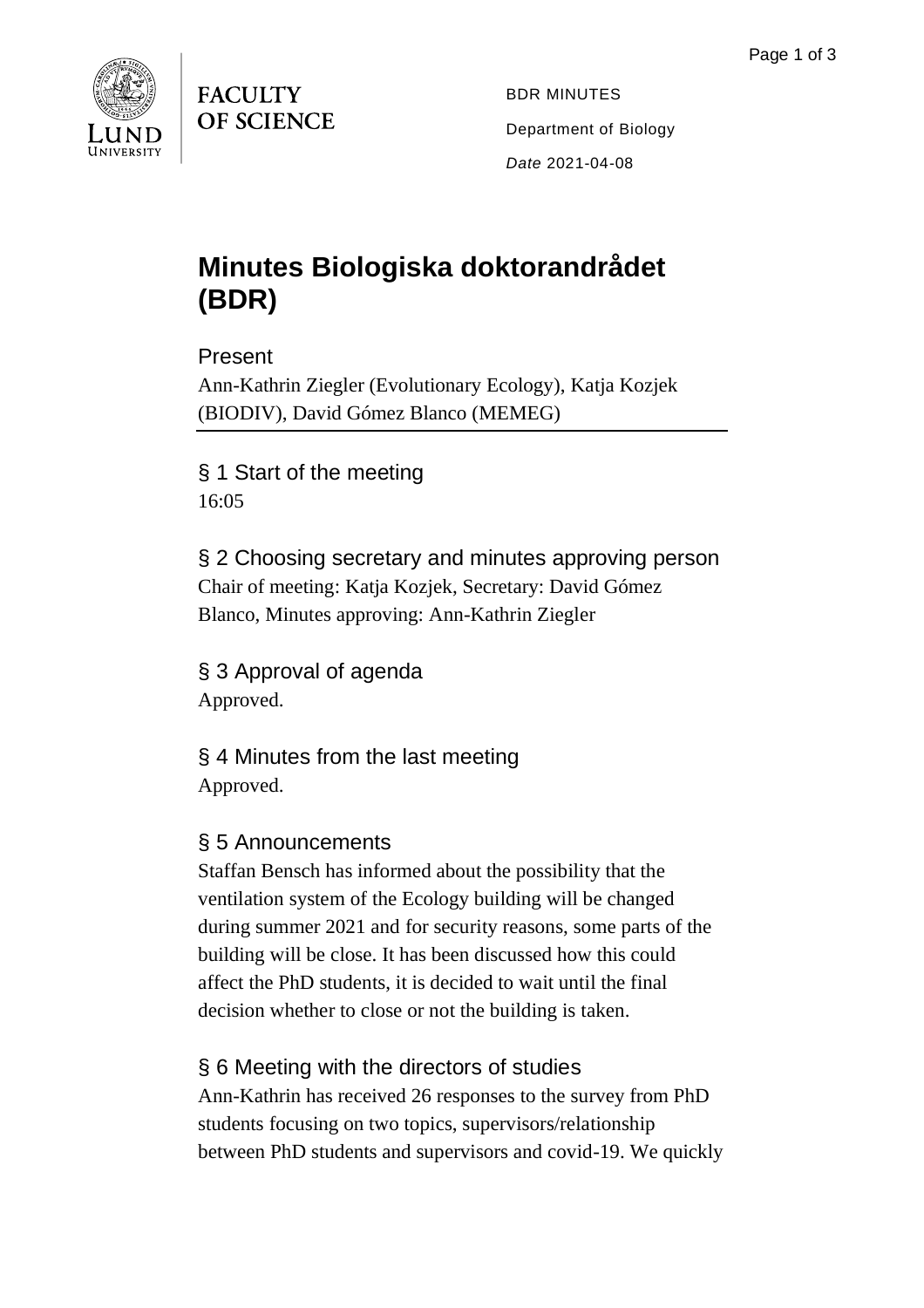FACULTY OF SCIENCE

BDR MINUTES

Department of Biology

*Date* 2021-04-08

# Minutes Biologiska doktorandrådet (BDR)

## Present

Ann-Kathrin Ziegler (Evolutionary Ecology), Katja Kozjek (BIODIV), David Gómez Blanco (MEMEG)

---

## § 1 Start of the meeting

16:05

## § 2 Choosing secretary and minutes approving person

Chair of meeting: Katja Kozjek, Secretary: David Gómez Blanco, Minutes approving: Ann-Kathrin Ziegler

## § 3 Approval of agenda

Approved.

## § 4 Minutes from the last meeting

Approved.

## § 5 Announcements

Staffan Bensch has informed about the possibility that the ventilation system of the Ecology building will be changed during summer 2021 and for security reasons, some parts of the building will be close. It has been discussed how this could affect the PhD students, it is decided to wait until the final decision whether to close or not the building is taken.

## § 6 Meeting with the directors of studies

Ann-Kathrin has received 26 responses to the survey from PhD students focusing on two topics, supervisors/relationship between PhD students and supervisors and covid-19. We quickly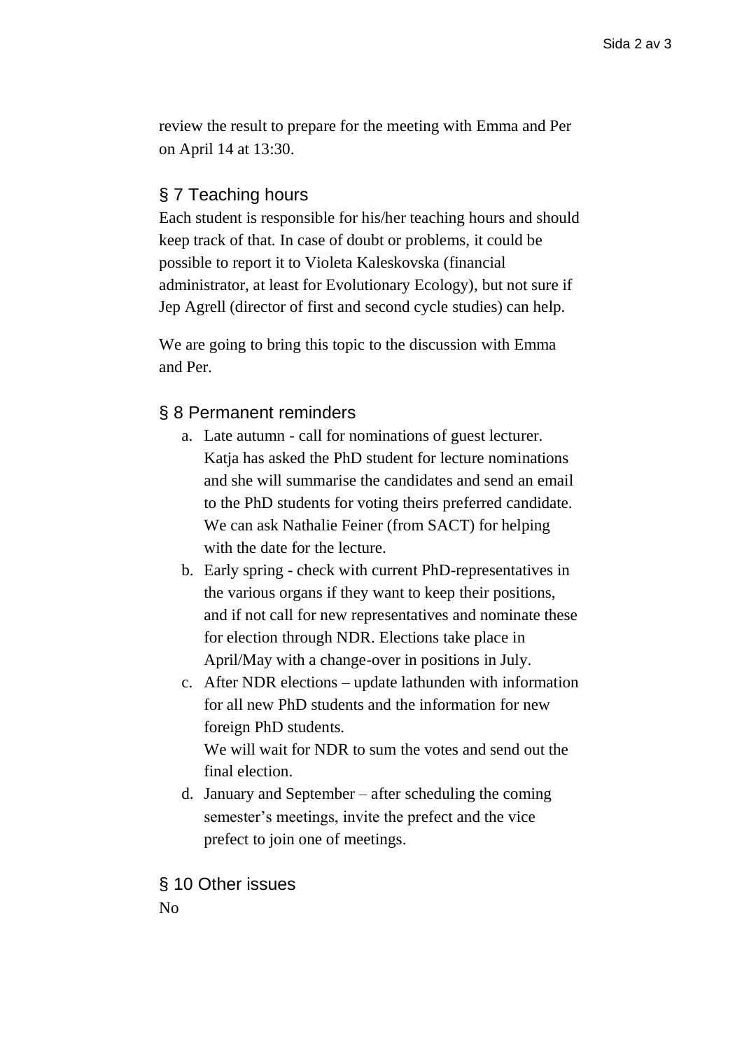review the result to prepare for the meeting with Emma and Per on April 14 at 13:30.

## § 7 Teaching hours

Each student is responsible for his/her teaching hours and should keep track of that. In case of doubt or problems, it could be possible to report it to Violeta Kaleskovska (financial administrator, at least for Evolutionary Ecology), but not sure if Jep Agrell (director of first and second cycle studies) can help.

We are going to bring this topic to the discussion with Emma and Per.

## § 8 Permanent reminders

a. Late autumn - call for nominations of guest lecturer. Katja has asked the PhD student for lecture nominations and she will summarise the candidates and send an email to the PhD students for voting theirs preferred candidate. We can ask Nathalie Feiner (from SACT) for helping with the date for the lecture.

b. Early spring - check with current PhD-representatives in the various organs if they want to keep their positions, and if not call for new representatives and nominate these for election through NDR. Elections take place in April/May with a change-over in positions in July.

c. After NDR elections – update lathunden with information for all new PhD students and the information for new foreign PhD students.
   We will wait for NDR to sum the votes and send out the final election.

d. January and September – after scheduling the coming semester's meetings, invite the prefect and the vice prefect to join one of meetings.

## § 10 Other issues

No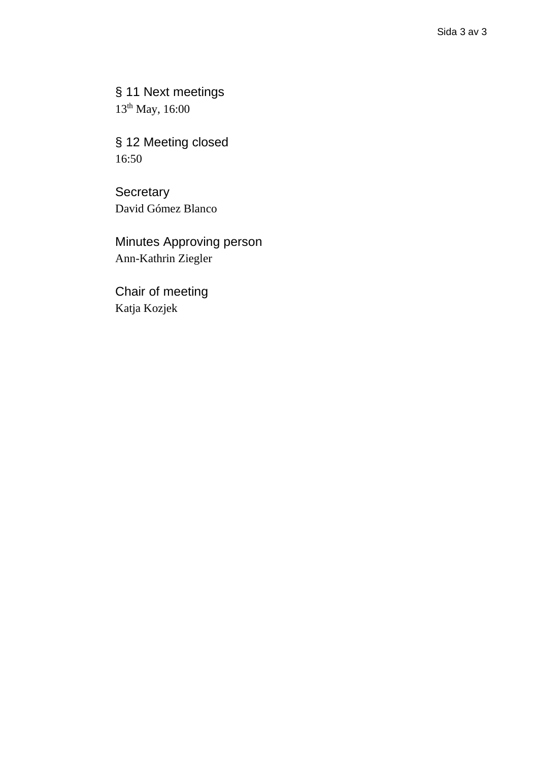## § 11 Next meetings

13th May, 16:00

## § 12 Meeting closed

16:50

## Secretary

David Gómez Blanco

## Minutes Approving person

Ann-Kathrin Ziegler

## Chair of meeting

Katja Kozjek